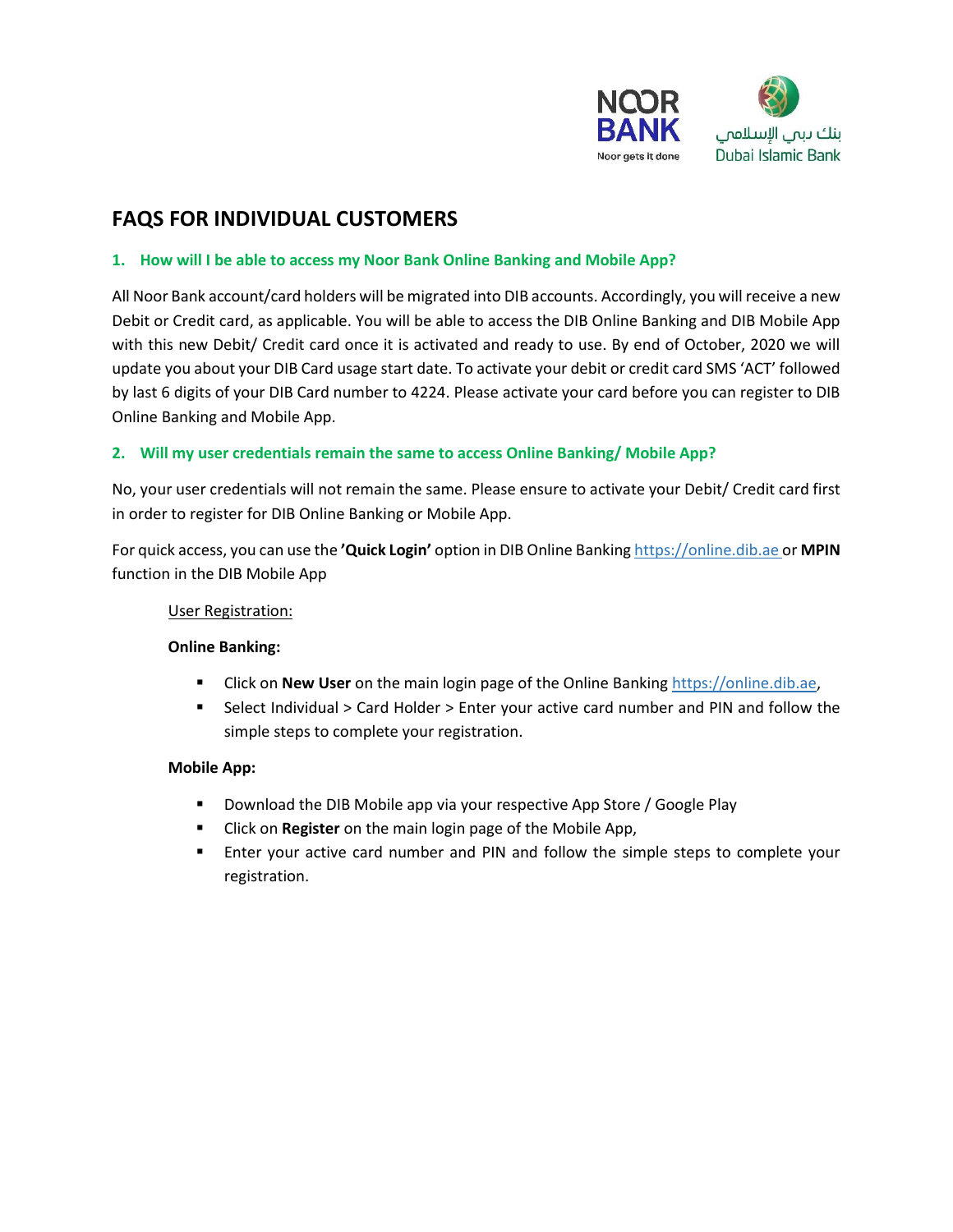# FAQS FOR INDIVIDUAL CUSTOMERS

## 1. How will I be able to access my Noor Bank Online Banking and Mobile App?

All Noor Bank account/card holders will be migrated into DIB accounts. Accordingly, you will receive a new Debit or Credit card, as applicable. You will be able to access the DIB Online Banking and DIB Mobile App with this new Debit/ Credit card once it is activated and ready to use. By end of October, 2020 we will update you about your DIB Card usage start date. To activate your debit or credit card SMS 'ACT' followed by last 6 digits of your DIB Card number to 4224. Please activate your card before you can register to DIB Online Banking and Mobile App.

## 2. Will my user credentials remain the same to access Online Banking/ Mobile App?

No, your user credentials will not remain the same. Please ensure to activate your Debit/ Credit card first in order to register for DIB Online Banking or Mobile App.

For quick access, you can use the **'Quick Login'** option in DIB Online Banking https://online.dib.ae or **MPIN** function in the DIB Mobile App

User Registration:

**Online Banking:**

- Click on **New User** on the main login page of the Online Banking https://online.dib.ae,
- Select Individual > Card Holder > Enter your active card number and PIN and follow the simple steps to complete your registration.

**Mobile App:**

- Download the DIB Mobile app via your respective App Store / Google Play
- Click on **Register** on the main login page of the Mobile App,
- Enter your active card number and PIN and follow the simple steps to complete your registration.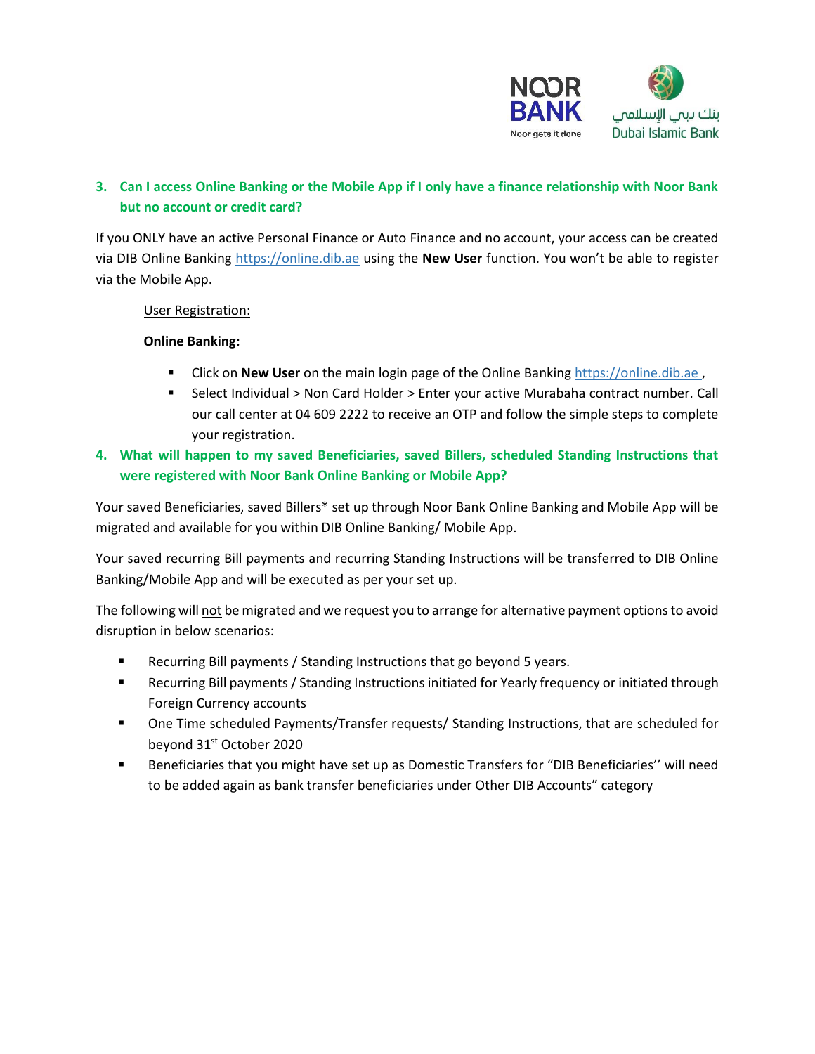### 3. Can I access Online Banking or the Mobile App if I only have a finance relationship with Noor Bank but no account or credit card?

If you ONLY have an active Personal Finance or Auto Finance and no account, your access can be created via DIB Online Banking https://online.dib.ae using the **New User** function. You won't be able to register via the Mobile App.

User Registration:

**Online Banking:**

- Click on **New User** on the main login page of the Online Banking https://online.dib.ae ,
- Select Individual > Non Card Holder > Enter your active Murabaha contract number. Call our call center at 04 609 2222 to receive an OTP and follow the simple steps to complete your registration.

### 4. What will happen to my saved Beneficiaries, saved Billers, scheduled Standing Instructions that were registered with Noor Bank Online Banking or Mobile App?

Your saved Beneficiaries, saved Billers* set up through Noor Bank Online Banking and Mobile App will be migrated and available for you within DIB Online Banking/ Mobile App.

Your saved recurring Bill payments and recurring Standing Instructions will be transferred to DIB Online Banking/Mobile App and will be executed as per your set up.

The following will not be migrated and we request you to arrange for alternative payment options to avoid disruption in below scenarios:

- Recurring Bill payments / Standing Instructions that go beyond 5 years.
- Recurring Bill payments / Standing Instructions initiated for Yearly frequency or initiated through Foreign Currency accounts
- One Time scheduled Payments/Transfer requests/ Standing Instructions, that are scheduled for beyond 31st October 2020
- Beneficiaries that you might have set up as Domestic Transfers for "DIB Beneficiaries'' will need to be added again as bank transfer beneficiaries under Other DIB Accounts" category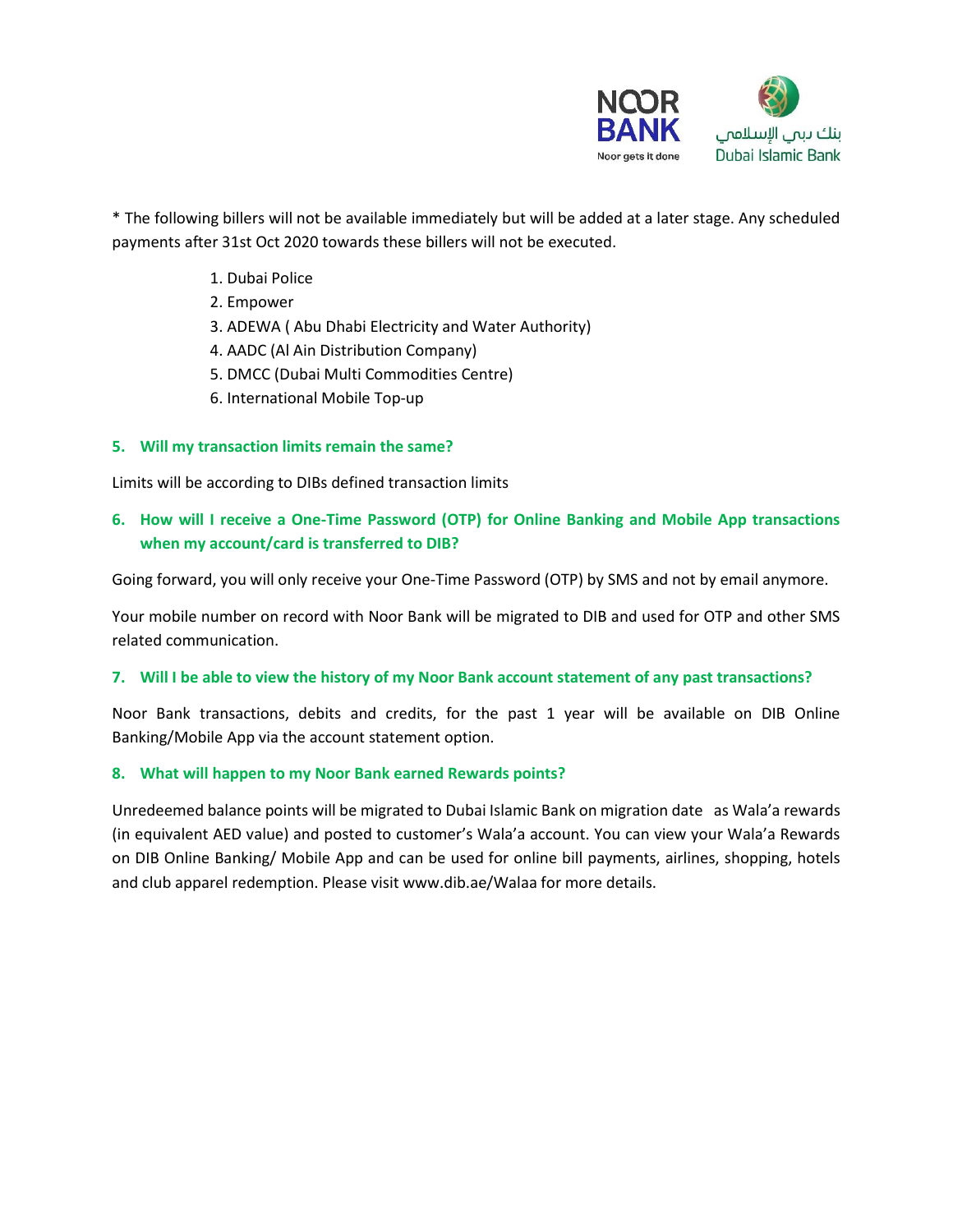* The following billers will not be available immediately but will be added at a later stage. Any scheduled payments after 31st Oct 2020 towards these billers will not be executed.

1. Dubai Police
2. Empower
3. ADEWA ( Abu Dhabi Electricity and Water Authority)
4. AADC (Al Ain Distribution Company)
5. DMCC (Dubai Multi Commodities Centre)
6. International Mobile Top-up

### 5. Will my transaction limits remain the same?

Limits will be according to DIBs defined transaction limits

### 6. How will I receive a One-Time Password (OTP) for Online Banking and Mobile App transactions when my account/card is transferred to DIB?

Going forward, you will only receive your One-Time Password (OTP) by SMS and not by email anymore.

Your mobile number on record with Noor Bank will be migrated to DIB and used for OTP and other SMS related communication.

### 7. Will I be able to view the history of my Noor Bank account statement of any past transactions?

Noor Bank transactions, debits and credits, for the past 1 year will be available on DIB Online Banking/Mobile App via the account statement option.

### 8. What will happen to my Noor Bank earned Rewards points?

Unredeemed balance points will be migrated to Dubai Islamic Bank on migration date as Wala'a rewards (in equivalent AED value) and posted to customer's Wala'a account. You can view your Wala'a Rewards on DIB Online Banking/ Mobile App and can be used for online bill payments, airlines, shopping, hotels and club apparel redemption. Please visit www.dib.ae/Walaa for more details.